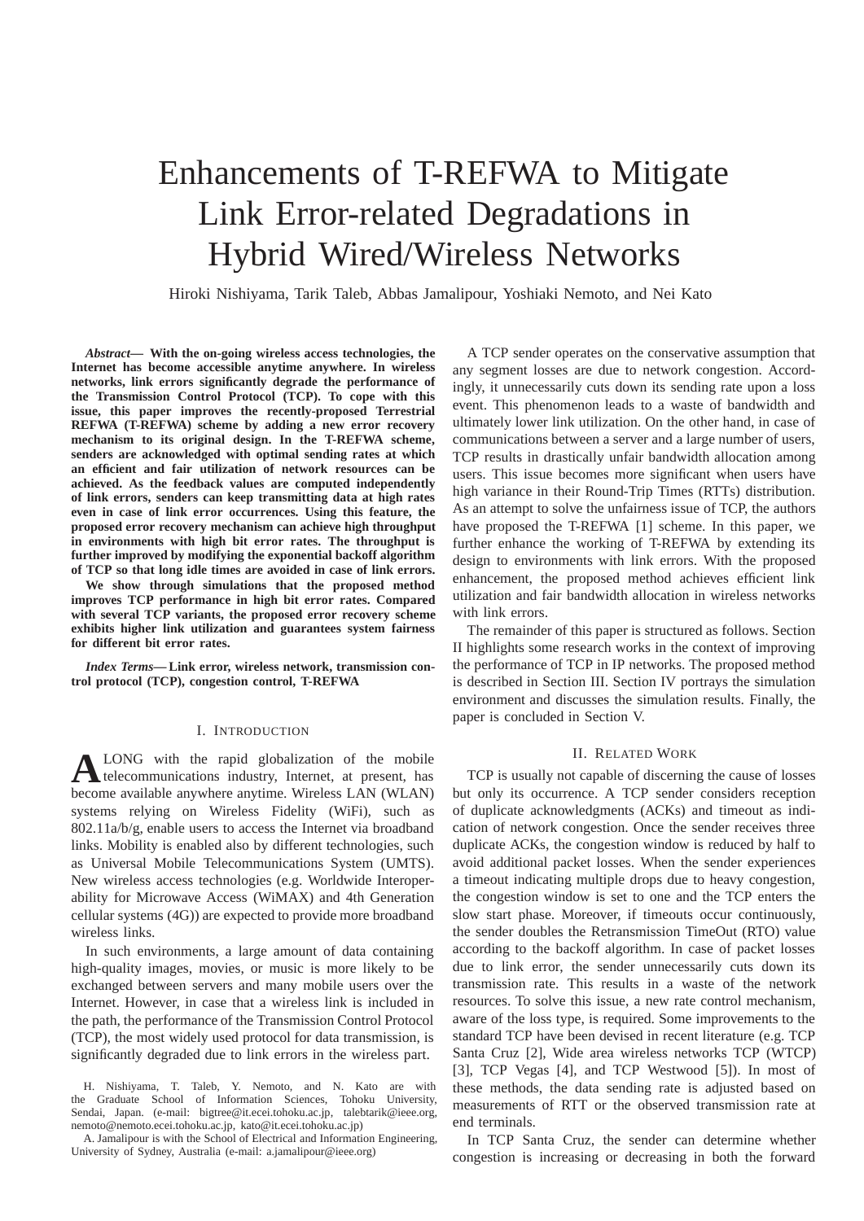# Enhancements of T-REFWA to Mitigate Link Error-related Degradations in Hybrid Wired/Wireless Networks

Hiroki Nishiyama, Tarik Taleb, Abbas Jamalipour, Yoshiaki Nemoto, and Nei Kato

***Abstract*— With the on-going wireless access technologies, the Internet has become accessible anytime anywhere. In wireless networks, link errors significantly degrade the performance of the Transmission Control Protocol (TCP). To cope with this issue, this paper improves the recently-proposed Terrestrial REFWA (T-REFWA) scheme by adding a new error recovery mechanism to its original design. In the T-REFWA scheme, senders are acknowledged with optimal sending rates at which an efficient and fair utilization of network resources can be achieved. As the feedback values are computed independently of link errors, senders can keep transmitting data at high rates even in case of link error occurrences. Using this feature, the proposed error recovery mechanism can achieve high throughput in environments with high bit error rates. The throughput is further improved by modifying the exponential backoff algorithm of TCP so that long idle times are avoided in case of link errors.**

**We show through simulations that the proposed method improves TCP performance in high bit error rates. Compared with several TCP variants, the proposed error recovery scheme exhibits higher link utilization and guarantees system fairness for different bit error rates.**

***Index Terms*— Link error, wireless network, transmission control protocol (TCP), congestion control, T-REFWA**

## I. Introduction

Along with the rapid globalization of the mobile telecommunications industry, Internet, at present, has become available anywhere anytime. Wireless LAN (WLAN) systems relying on Wireless Fidelity (WiFi), such as 802.11a/b/g, enable users to access the Internet via broadband links. Mobility is enabled also by different technologies, such as Universal Mobile Telecommunications System (UMTS). New wireless access technologies (e.g. Worldwide Interoperability for Microwave Access (WiMAX) and 4th Generation cellular systems (4G)) are expected to provide more broadband wireless links.

In such environments, a large amount of data containing high-quality images, movies, or music is more likely to be exchanged between servers and many mobile users over the Internet. However, in case that a wireless link is included in the path, the performance of the Transmission Control Protocol (TCP), the most widely used protocol for data transmission, is significantly degraded due to link errors in the wireless part.

H. Nishiyama, T. Taleb, Y. Nemoto, and N. Kato are with the Graduate School of Information Sciences, Tohoku University, Sendai, Japan. (e-mail: bigtree@it.ecei.tohoku.ac.jp, talebtarik@ieee.org, nemoto@nemoto.ecei.tohoku.ac.jp, kato@it.ecei.tohoku.ac.jp)

A. Jamalipour is with the School of Electrical and Information Engineering, University of Sydney, Australia (e-mail: a.jamalipour@ieee.org)

A TCP sender operates on the conservative assumption that any segment losses are due to network congestion. Accordingly, it unnecessarily cuts down its sending rate upon a loss event. This phenomenon leads to a waste of bandwidth and ultimately lower link utilization. On the other hand, in case of communications between a server and a large number of users, TCP results in drastically unfair bandwidth allocation among users. This issue becomes more significant when users have high variance in their Round-Trip Times (RTTs) distribution. As an attempt to solve the unfairness issue of TCP, the authors have proposed the T-REFWA [1] scheme. In this paper, we further enhance the working of T-REFWA by extending its design to environments with link errors. With the proposed enhancement, the proposed method achieves efficient link utilization and fair bandwidth allocation in wireless networks with link errors.

The remainder of this paper is structured as follows. Section II highlights some research works in the context of improving the performance of TCP in IP networks. The proposed method is described in Section III. Section IV portrays the simulation environment and discusses the simulation results. Finally, the paper is concluded in Section V.

## II. Related Work

TCP is usually not capable of discerning the cause of losses but only its occurrence. A TCP sender considers reception of duplicate acknowledgments (ACKs) and timeout as indication of network congestion. Once the sender receives three duplicate ACKs, the congestion window is reduced by half to avoid additional packet losses. When the sender experiences a timeout indicating multiple drops due to heavy congestion, the congestion window is set to one and the TCP enters the slow start phase. Moreover, if timeouts occur continuously, the sender doubles the Retransmission TimeOut (RTO) value according to the backoff algorithm. In case of packet losses due to link error, the sender unnecessarily cuts down its transmission rate. This results in a waste of the network resources. To solve this issue, a new rate control mechanism, aware of the loss type, is required. Some improvements to the standard TCP have been devised in recent literature (e.g. TCP Santa Cruz [2], Wide area wireless networks TCP (WTCP) [3], TCP Vegas [4], and TCP Westwood [5]). In most of these methods, the data sending rate is adjusted based on measurements of RTT or the observed transmission rate at end terminals.

In TCP Santa Cruz, the sender can determine whether congestion is increasing or decreasing in both the forward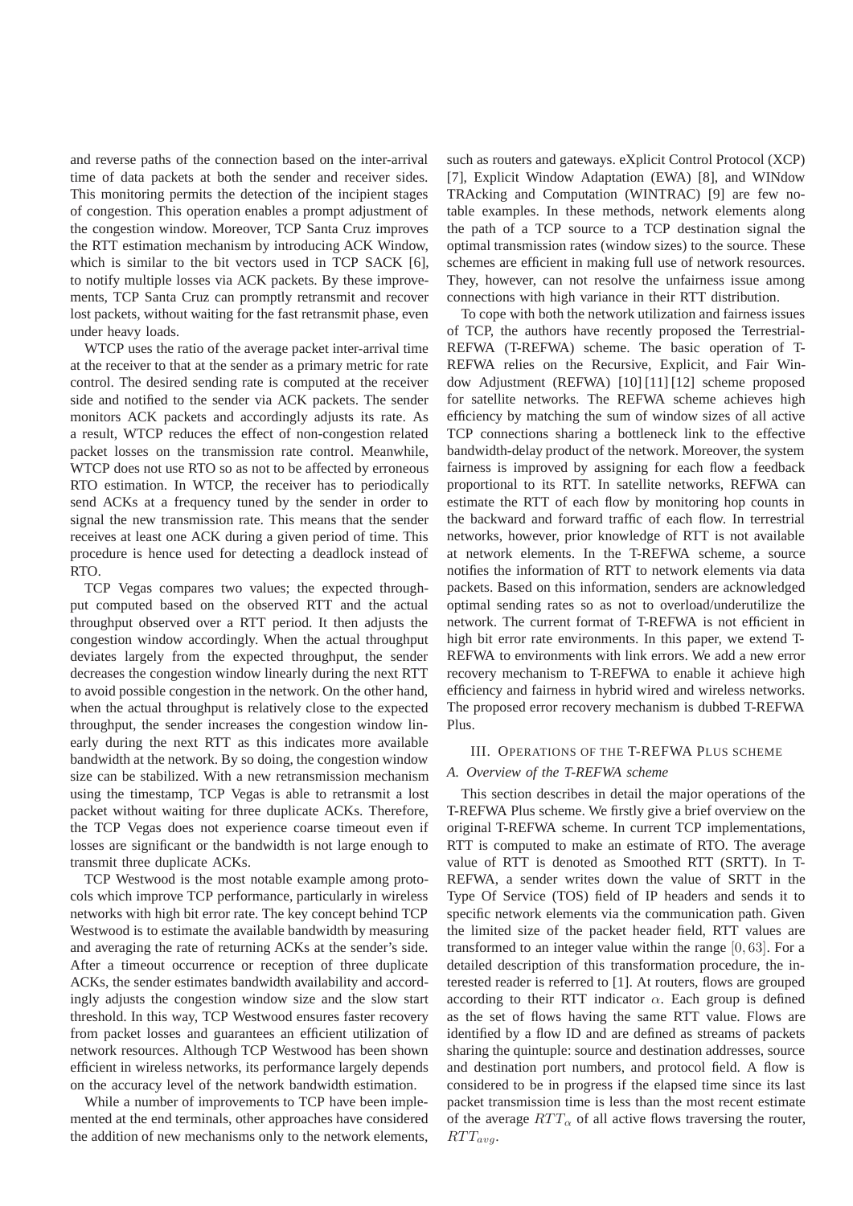and reverse paths of the connection based on the inter-arrival time of data packets at both the sender and receiver sides. This monitoring permits the detection of the incipient stages of congestion. This operation enables a prompt adjustment of the congestion window. Moreover, TCP Santa Cruz improves the RTT estimation mechanism by introducing ACK Window, which is similar to the bit vectors used in TCP SACK [6], to notify multiple losses via ACK packets. By these improvements, TCP Santa Cruz can promptly retransmit and recover lost packets, without waiting for the fast retransmit phase, even under heavy loads.

WTCP uses the ratio of the average packet inter-arrival time at the receiver to that at the sender as a primary metric for rate control. The desired sending rate is computed at the receiver side and notified to the sender via ACK packets. The sender monitors ACK packets and accordingly adjusts its rate. As a result, WTCP reduces the effect of non-congestion related packet losses on the transmission rate control. Meanwhile, WTCP does not use RTO so as not to be affected by erroneous RTO estimation. In WTCP, the receiver has to periodically send ACKs at a frequency tuned by the sender in order to signal the new transmission rate. This means that the sender receives at least one ACK during a given period of time. This procedure is hence used for detecting a deadlock instead of RTO.

TCP Vegas compares two values; the expected throughput computed based on the observed RTT and the actual throughput observed over a RTT period. It then adjusts the congestion window accordingly. When the actual throughput deviates largely from the expected throughput, the sender decreases the congestion window linearly during the next RTT to avoid possible congestion in the network. On the other hand, when the actual throughput is relatively close to the expected throughput, the sender increases the congestion window linearly during the next RTT as this indicates more available bandwidth at the network. By so doing, the congestion window size can be stabilized. With a new retransmission mechanism using the timestamp, TCP Vegas is able to retransmit a lost packet without waiting for three duplicate ACKs. Therefore, the TCP Vegas does not experience coarse timeout even if losses are significant or the bandwidth is not large enough to transmit three duplicate ACKs.

TCP Westwood is the most notable example among protocols which improve TCP performance, particularly in wireless networks with high bit error rate. The key concept behind TCP Westwood is to estimate the available bandwidth by measuring and averaging the rate of returning ACKs at the sender's side. After a timeout occurrence or reception of three duplicate ACKs, the sender estimates bandwidth availability and accordingly adjusts the congestion window size and the slow start threshold. In this way, TCP Westwood ensures faster recovery from packet losses and guarantees an efficient utilization of network resources. Although TCP Westwood has been shown efficient in wireless networks, its performance largely depends on the accuracy level of the network bandwidth estimation.

While a number of improvements to TCP have been implemented at the end terminals, other approaches have considered the addition of new mechanisms only to the network elements, such as routers and gateways. eXplicit Control Protocol (XCP) [7], Explicit Window Adaptation (EWA) [8], and WINdow TRAcking and Computation (WINTRAC) [9] are few notable examples. In these methods, network elements along the path of a TCP source to a TCP destination signal the optimal transmission rates (window sizes) to the source. These schemes are efficient in making full use of network resources. They, however, can not resolve the unfairness issue among connections with high variance in their RTT distribution.

To cope with both the network utilization and fairness issues of TCP, the authors have recently proposed the Terrestrial-REFWA (T-REFWA) scheme. The basic operation of T-REFWA relies on the Recursive, Explicit, and Fair Window Adjustment (REFWA) [10] [11] [12] scheme proposed for satellite networks. The REFWA scheme achieves high efficiency by matching the sum of window sizes of all active TCP connections sharing a bottleneck link to the effective bandwidth-delay product of the network. Moreover, the system fairness is improved by assigning for each flow a feedback proportional to its RTT. In satellite networks, REFWA can estimate the RTT of each flow by monitoring hop counts in the backward and forward traffic of each flow. In terrestrial networks, however, prior knowledge of RTT is not available at network elements. In the T-REFWA scheme, a source notifies the information of RTT to network elements via data packets. Based on this information, senders are acknowledged optimal sending rates so as not to overload/underutilize the network. The current format of T-REFWA is not efficient in high bit error rate environments. In this paper, we extend T-REFWA to environments with link errors. We add a new error recovery mechanism to T-REFWA to enable it achieve high efficiency and fairness in hybrid wired and wireless networks. The proposed error recovery mechanism is dubbed T-REFWA Plus.

## III. Operations of the T-REFWA Plus scheme

### *A. Overview of the T-REFWA scheme*

This section describes in detail the major operations of the T-REFWA Plus scheme. We firstly give a brief overview on the original T-REFWA scheme. In current TCP implementations, RTT is computed to make an estimate of RTO. The average value of RTT is denoted as Smoothed RTT (SRTT). In T-REFWA, a sender writes down the value of SRTT in the Type Of Service (TOS) field of IP headers and sends it to specific network elements via the communication path. Given the limited size of the packet header field, RTT values are transformed to an integer value within the range $[0, 63]$. For a detailed description of this transformation procedure, the interested reader is referred to [1]. At routers, flows are grouped according to their RTT indicator $\alpha$. Each group is defined as the set of flows having the same RTT value. Flows are identified by a flow ID and are defined as streams of packets sharing the quintuple: source and destination addresses, source and destination port numbers, and protocol field. A flow is considered to be in progress if the elapsed time since its last packet transmission time is less than the most recent estimate of the average $RTT_\alpha$ of all active flows traversing the router, $RTT_{avg}$.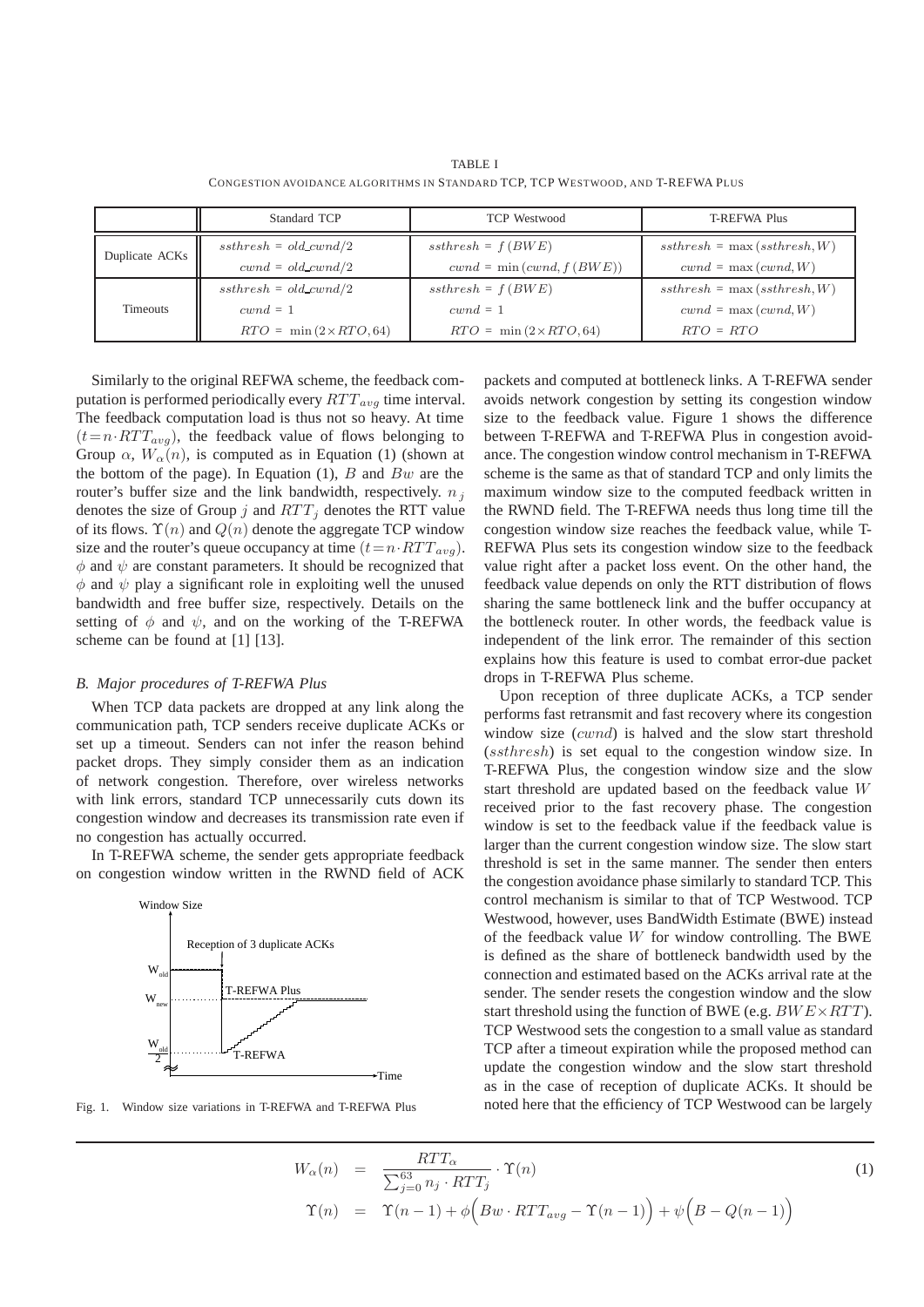TABLE I

CONGESTION AVOIDANCE ALGORITHMS IN STANDARD TCP, TCP WESTWOOD, AND T-REFWA PLUS

| | Standard TCP | TCP Westwood | T-REFWA Plus |
|---|---|---|---|
| Duplicate ACKs | $ssthresh = old\_cwnd/2$<br>$cwnd = old\_cwnd/2$ | $ssthresh = f(BWE)$<br>$cwnd = \min(cwnd, f(BWE))$ | $ssthresh = \max(ssthresh, W)$<br>$cwnd = \max(cwnd, W)$ |
| Timeouts | $ssthresh = old\_cwnd/2$<br>$cwnd = 1$<br>$RTO = \min(2 \times RTO, 64)$ | $ssthresh = f(BWE)$<br>$cwnd = 1$<br>$RTO = \min(2 \times RTO, 64)$ | $ssthresh = \max(ssthresh, W)$<br>$cwnd = \max(cwnd, W)$<br>$RTO = RTO$ |

Similarly to the original REFWA scheme, the feedback computation is performed periodically every $RTT_{avg}$ time interval. The feedback computation load is thus not so heavy. At time $(t = n \cdot RTT_{avg})$, the feedback value of flows belonging to Group $\alpha$, $W_\alpha(n)$, is computed as in Equation (1) (shown at the bottom of the page). In Equation (1), $B$ and $Bw$ are the router's buffer size and the link bandwidth, respectively. $n_j$ denotes the size of Group $j$ and $RTT_j$ denotes the RTT value of its flows. $\Upsilon(n)$ and $Q(n)$ denote the aggregate TCP window size and the router's queue occupancy at time $(t = n \cdot RTT_{avg})$. $\phi$ and $\psi$ are constant parameters. It should be recognized that $\phi$ and $\psi$ play a significant role in exploiting well the unused bandwidth and free buffer size, respectively. Details on the setting of $\phi$ and $\psi$, and on the working of the T-REFWA scheme can be found at [1] [13].

### B. Major procedures of T-REFWA Plus

When TCP data packets are dropped at any link along the communication path, TCP senders receive duplicate ACKs or set up a timeout. Senders can not infer the reason behind packet drops. They simply consider them as an indication of network congestion. Therefore, over wireless networks with link errors, standard TCP unnecessarily cuts down its congestion window and decreases its transmission rate even if no congestion has actually occurred.

In T-REFWA scheme, the sender gets appropriate feedback on congestion window written in the RWND field of ACK packets and computed at bottleneck links. A T-REFWA sender avoids network congestion by setting its congestion window size to the feedback value. Figure 1 shows the difference between T-REFWA and T-REFWA Plus in congestion avoidance. The congestion window control mechanism in T-REFWA scheme is the same as that of standard TCP and only limits the maximum window size to the computed feedback written in the RWND field. The T-REFWA needs thus long time till the congestion window size reaches the feedback value, while T-REFWA Plus sets its congestion window size to the feedback value right after a packet loss event. On the other hand, the feedback value depends on only the RTT distribution of flows sharing the same bottleneck link and the buffer occupancy at the bottleneck router. In other words, the feedback value is independent of the link error. The remainder of this section explains how this feature is used to combat error-due packet drops in T-REFWA Plus scheme.

Fig. 1. Window size variations in T-REFWA and T-REFWA Plus

Upon reception of three duplicate ACKs, a TCP sender performs fast retransmit and fast recovery where its congestion window size ($cwnd$) is halved and the slow start threshold ($ssthresh$) is set equal to the congestion window size. In T-REFWA Plus, the congestion window size and the slow start threshold are updated based on the feedback value $W$ received prior to the fast recovery phase. The congestion window is set to the feedback value if the feedback value is larger than the current congestion window size. The slow start threshold is set in the same manner. The sender then enters the congestion avoidance phase similarly to standard TCP. This control mechanism is similar to that of TCP Westwood. TCP Westwood, however, uses BandWidth Estimate (BWE) instead of the feedback value $W$ for window controlling. The BWE is defined as the share of bottleneck bandwidth used by the connection and estimated based on the ACKs arrival rate at the sender. The sender resets the congestion window and the slow start threshold using the function of BWE (e.g. $BWE \times RTT$). TCP Westwood sets the congestion to a small value as standard TCP after a timeout expiration while the proposed method can update the congestion window and the slow start threshold as in the case of reception of duplicate ACKs. It should be noted here that the efficiency of TCP Westwood can be largely

$$
\begin{aligned}
W_\alpha(n) &= \frac{RTT_\alpha}{\sum_{j=0}^{63} n_j \cdot RTT_j} \cdot \Upsilon(n) \qquad (1) \\
\Upsilon(n) &= \Upsilon(n-1) + \phi\Big(Bw \cdot RTT_{avg} - \Upsilon(n-1)\Big) + \psi\Big(B - Q(n-1)\Big)
\end{aligned}
$$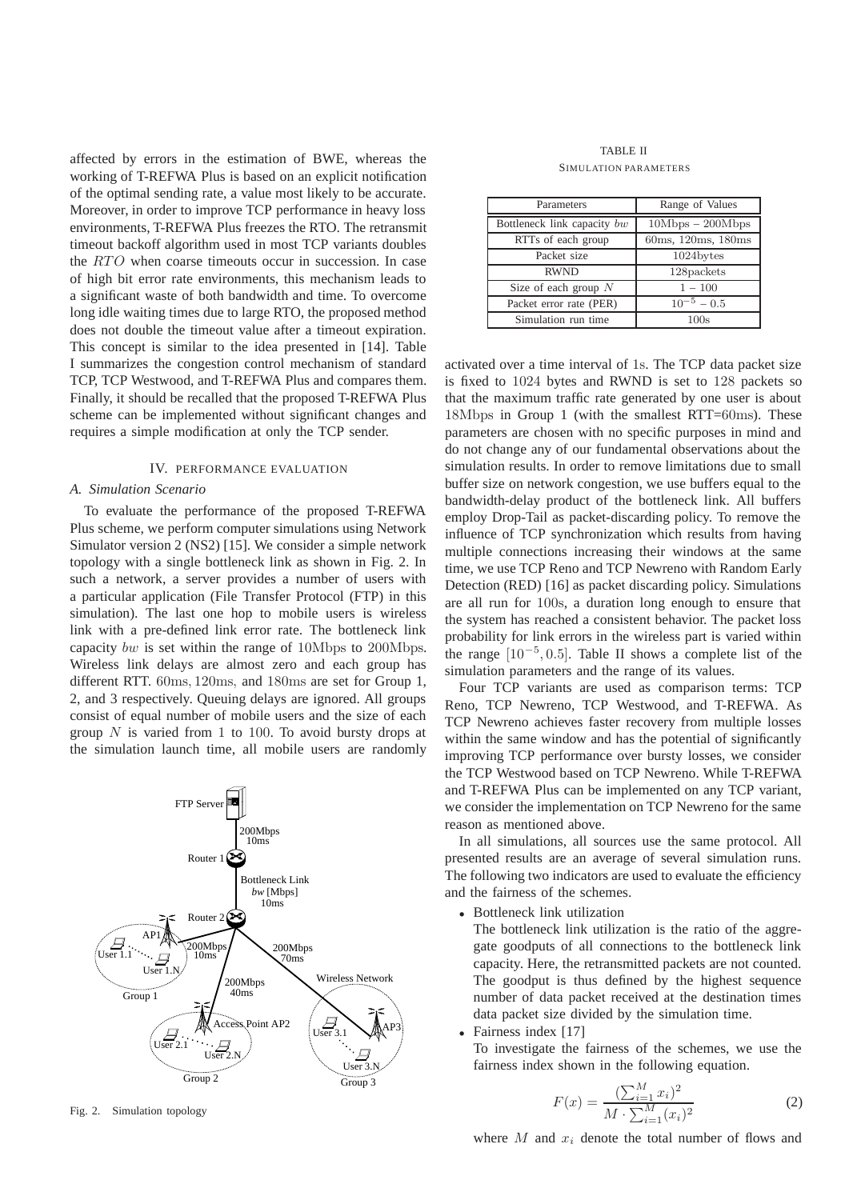affected by errors in the estimation of BWE, whereas the working of T-REFWA Plus is based on an explicit notification of the optimal sending rate, a value most likely to be accurate. Moreover, in order to improve TCP performance in heavy loss environments, T-REFWA Plus freezes the RTO. The retransmit timeout backoff algorithm used in most TCP variants doubles the $RTO$ when coarse timeouts occur in succession. In case of high bit error rate environments, this mechanism leads to a significant waste of both bandwidth and time. To overcome long idle waiting times due to large RTO, the proposed method does not double the timeout value after a timeout expiration. This concept is similar to the idea presented in [14]. Table I summarizes the congestion control mechanism of standard TCP, TCP Westwood, and T-REFWA Plus and compares them. Finally, it should be recalled that the proposed T-REFWA Plus scheme can be implemented without significant changes and requires a simple modification at only the TCP sender.

## IV. Performance Evaluation

### A. Simulation Scenario

To evaluate the performance of the proposed T-REFWA Plus scheme, we perform computer simulations using Network Simulator version 2 (NS2) [15]. We consider a simple network topology with a single bottleneck link as shown in Fig. 2. In such a network, a server provides a number of users with a particular application (File Transfer Protocol (FTP) in this simulation). The last one hop to mobile users is wireless link with a pre-defined link error rate. The bottleneck link capacity $bw$ is set within the range of $10$Mbps to $200$Mbps. Wireless link delays are almost zero and each group has different RTT. $60$ms, $120$ms, and $180$ms are set for Group 1, 2, and 3 respectively. Queuing delays are ignored. All groups consist of equal number of mobile users and the size of each group $N$ is varied from $1$ to $100$. To avoid bursty drops at the simulation launch time, all mobile users are randomly activated over a time interval of $1$s. The TCP data packet size is fixed to $1024$ bytes and RWND is set to $128$ packets so that the maximum traffic rate generated by one user is about $18$Mbps in Group 1 (with the smallest RTT=$60$ms). These parameters are chosen with no specific purposes in mind and do not change any of our fundamental observations about the simulation results. In order to remove limitations due to small buffer size on network congestion, we use buffers equal to the bandwidth-delay product of the bottleneck link. All buffers employ Drop-Tail as packet-discarding policy. To remove the influence of TCP synchronization which results from having multiple connections increasing their windows at the same time, we use TCP Reno and TCP Newreno with Random Early Detection (RED) [16] as packet discarding policy. Simulations are all run for $100$s, a duration long enough to ensure that the system has reached a consistent behavior. The packet loss probability for link errors in the wireless part is varied within the range $[10^{-5}, 0.5]$. Table II shows a complete list of the simulation parameters and the range of its values.

Fig. 2. Simulation topology

TABLE II
SIMULATION PARAMETERS

| Parameters | Range of Values |
|---|---|
| Bottleneck link capacity $bw$ | $10$Mbps – $200$Mbps |
| RTTs of each group | $60$ms, $120$ms, $180$ms |
| Packet size | $1024$bytes |
| RWND | $128$packets |
| Size of each group $N$ | $1$ – $100$ |
| Packet error rate (PER) | $10^{-5}$ – $0.5$ |
| Simulation run time | $100$s |

Four TCP variants are used as comparison terms: TCP Reno, TCP Newreno, TCP Westwood, and T-REFWA. As TCP Newreno achieves faster recovery from multiple losses within the same window and has the potential of significantly improving TCP performance over bursty losses, we consider the TCP Westwood based on TCP Newreno. While T-REFWA and T-REFWA Plus can be implemented on any TCP variant, we consider the implementation on TCP Newreno for the same reason as mentioned above.

In all simulations, all sources use the same protocol. All presented results are an average of several simulation runs. The following two indicators are used to evaluate the efficiency and the fairness of the schemes.

- Bottleneck link utilization
  The bottleneck link utilization is the ratio of the aggregate goodputs of all connections to the bottleneck link capacity. Here, the retransmitted packets are not counted. The goodput is thus defined by the highest sequence number of data packet received at the destination times data packet size divided by the simulation time.
- Fairness index [17]
  To investigate the fairness of the schemes, we use the fairness index shown in the following equation.

$$F(x) = \frac{(\sum_{i=1}^{M} x_i)^2}{M \cdot \sum_{i=1}^{M} (x_i)^2} \tag{2}$$

where $M$ and $x_i$ denote the total number of flows and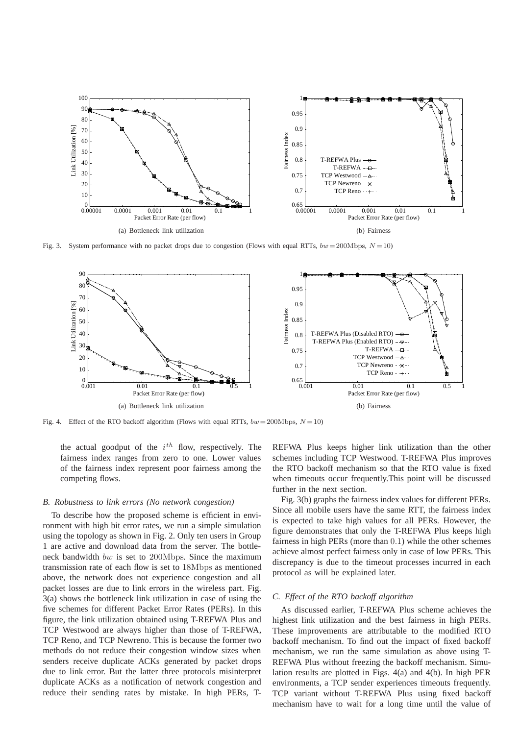(a) Bottleneck link utilization

(b) Fairness

Fig. 3. System performance with no packet drops due to congestion (Flows with equal RTTs, $bw = 200\text{Mbps}$, $N = 10$)

(a) Bottleneck link utilization

(b) Fairness

Fig. 4. Effect of the RTO backoff algorithm (Flows with equal RTTs, $bw = 200\text{Mbps}$, $N = 10$)

the actual goodput of the $i^{th}$ flow, respectively. The fairness index ranges from zero to one. Lower values of the fairness index represent poor fairness among the competing flows.

### *B. Robustness to link errors (No network congestion)*

To describe how the proposed scheme is efficient in environment with high bit error rates, we run a simple simulation using the topology as shown in Fig. 2. Only ten users in Group 1 are active and download data from the server. The bottleneck bandwidth $bw$ is set to $200\text{Mbps}$. Since the maximum transmission rate of each flow is set to $18\text{Mbps}$ as mentioned above, the network does not experience congestion and all packet losses are due to link errors in the wireless part. Fig. 3(a) shows the bottleneck link utilization in case of using the five schemes for different Packet Error Rates (PERs). In this figure, the link utilization obtained using T-REFWA Plus and TCP Westwood are always higher than those of T-REFWA, TCP Reno, and TCP Newreno. This is because the former two methods do not reduce their congestion window sizes when senders receive duplicate ACKs generated by packet drops due to link error. But the latter three protocols misinterpret duplicate ACKs as a notification of network congestion and reduce their sending rates by mistake. In high PERs, T-REFWA Plus keeps higher link utilization than the other schemes including TCP Westwood. T-REFWA Plus improves the RTO backoff mechanism so that the RTO value is fixed when timeouts occur frequently.This point will be discussed further in the next section.

Fig. 3(b) graphs the fairness index values for different PERs. Since all mobile users have the same RTT, the fairness index is expected to take high values for all PERs. However, the figure demonstrates that only the T-REFWA Plus keeps high fairness in high PERs (more than $0.1$) while the other schemes achieve almost perfect fairness only in case of low PERs. This discrepancy is due to the timeout processes incurred in each protocol as will be explained later.

### *C. Effect of the RTO backoff algorithm*

As discussed earlier, T-REFWA Plus scheme achieves the highest link utilization and the best fairness in high PERs. These improvements are attributable to the modified RTO backoff mechanism. To find out the impact of fixed backoff mechanism, we run the same simulation as above using T-REFWA Plus without freezing the backoff mechanism. Simulation results are plotted in Figs. 4(a) and 4(b). In high PER environments, a TCP sender experiences timeouts frequently. TCP variant without T-REFWA Plus using fixed backoff mechanism have to wait for a long time until the value of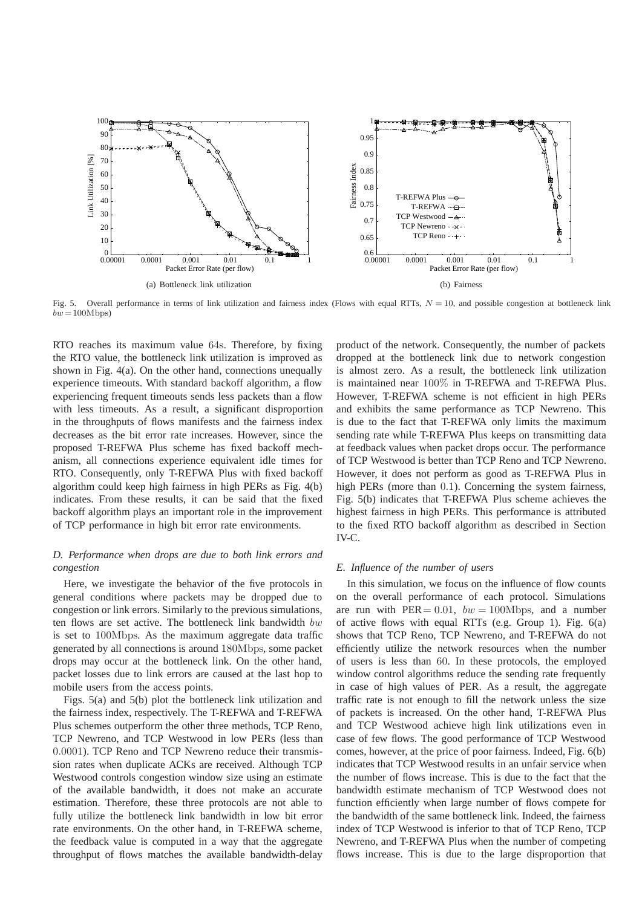(a) Bottleneck link utilization

(b) Fairness

Fig. 5. Overall performance in terms of link utilization and fairness index (Flows with equal RTTs, $N = 10$, and possible congestion at bottleneck link $bw = 100\text{Mbps}$)

RTO reaches its maximum value 64s. Therefore, by fixing the RTO value, the bottleneck link utilization is improved as shown in Fig. 4(a). On the other hand, connections unequally experience timeouts. With standard backoff algorithm, a flow experiencing frequent timeouts sends less packets than a flow with less timeouts. As a result, a significant disproportion in the throughputs of flows manifests and the fairness index decreases as the bit error rate increases. However, since the proposed T-REFWA Plus scheme has fixed backoff mechanism, all connections experience equivalent idle times for RTO. Consequently, only T-REFWA Plus with fixed backoff algorithm could keep high fairness in high PERs as Fig. 4(b) indicates. From these results, it can be said that the fixed backoff algorithm plays an important role in the improvement of TCP performance in high bit error rate environments.

### *D. Performance when drops are due to both link errors and congestion*

Here, we investigate the behavior of the five protocols in general conditions where packets may be dropped due to congestion or link errors. Similarly to the previous simulations, ten flows are set active. The bottleneck link bandwidth $bw$ is set to $100\text{Mbps}$. As the maximum aggregate data traffic generated by all connections is around $180\text{Mbps}$, some packet drops may occur at the bottleneck link. On the other hand, packet losses due to link errors are caused at the last hop to mobile users from the access points.

Figs. 5(a) and 5(b) plot the bottleneck link utilization and the fairness index, respectively. The T-REFWA and T-REFWA Plus schemes outperform the other three methods, TCP Reno, TCP Newreno, and TCP Westwood in low PERs (less than 0.0001). TCP Reno and TCP Newreno reduce their transmission rates when duplicate ACKs are received. Although TCP Westwood controls congestion window size using an estimate of the available bandwidth, it does not make an accurate estimation. Therefore, these three protocols are not able to fully utilize the bottleneck link bandwidth in low bit error rate environments. On the other hand, in T-REFWA scheme, the feedback value is computed in a way that the aggregate throughput of flows matches the available bandwidth-delay product of the network. Consequently, the number of packets dropped at the bottleneck link due to network congestion is almost zero. As a result, the bottleneck link utilization is maintained near 100% in T-REFWA and T-REFWA Plus. However, T-REFWA scheme is not efficient in high PERs and exhibits the same performance as TCP Newreno. This is due to the fact that T-REFWA only limits the maximum sending rate while T-REFWA Plus keeps on transmitting data at feedback values when packet drops occur. The performance of TCP Westwood is better than TCP Reno and TCP Newreno. However, it does not perform as good as T-REFWA Plus in high PERs (more than 0.1). Concerning the system fairness, Fig. 5(b) indicates that T-REFWA Plus scheme achieves the highest fairness in high PERs. This performance is attributed to the fixed RTO backoff algorithm as described in Section IV-C.

### *E. Influence of the number of users*

In this simulation, we focus on the influence of flow counts on the overall performance of each protocol. Simulations are run with $\text{PER} = 0.01$, $bw = 100\text{Mbps}$, and a number of active flows with equal RTTs (e.g. Group 1). Fig. 6(a) shows that TCP Reno, TCP Newreno, and T-REFWA do not efficiently utilize the network resources when the number of users is less than 60. In these protocols, the employed window control algorithms reduce the sending rate frequently in case of high values of PER. As a result, the aggregate traffic rate is not enough to fill the network unless the size of packets is increased. On the other hand, T-REFWA Plus and TCP Westwood achieve high link utilizations even in case of few flows. The good performance of TCP Westwood comes, however, at the price of poor fairness. Indeed, Fig. 6(b) indicates that TCP Westwood results in an unfair service when the number of flows increase. This is due to the fact that the bandwidth estimate mechanism of TCP Westwood does not function efficiently when large number of flows compete for the bandwidth of the same bottleneck link. Indeed, the fairness index of TCP Westwood is inferior to that of TCP Reno, TCP Newreno, and T-REFWA Plus when the number of competing flows increase. This is due to the large disproportion that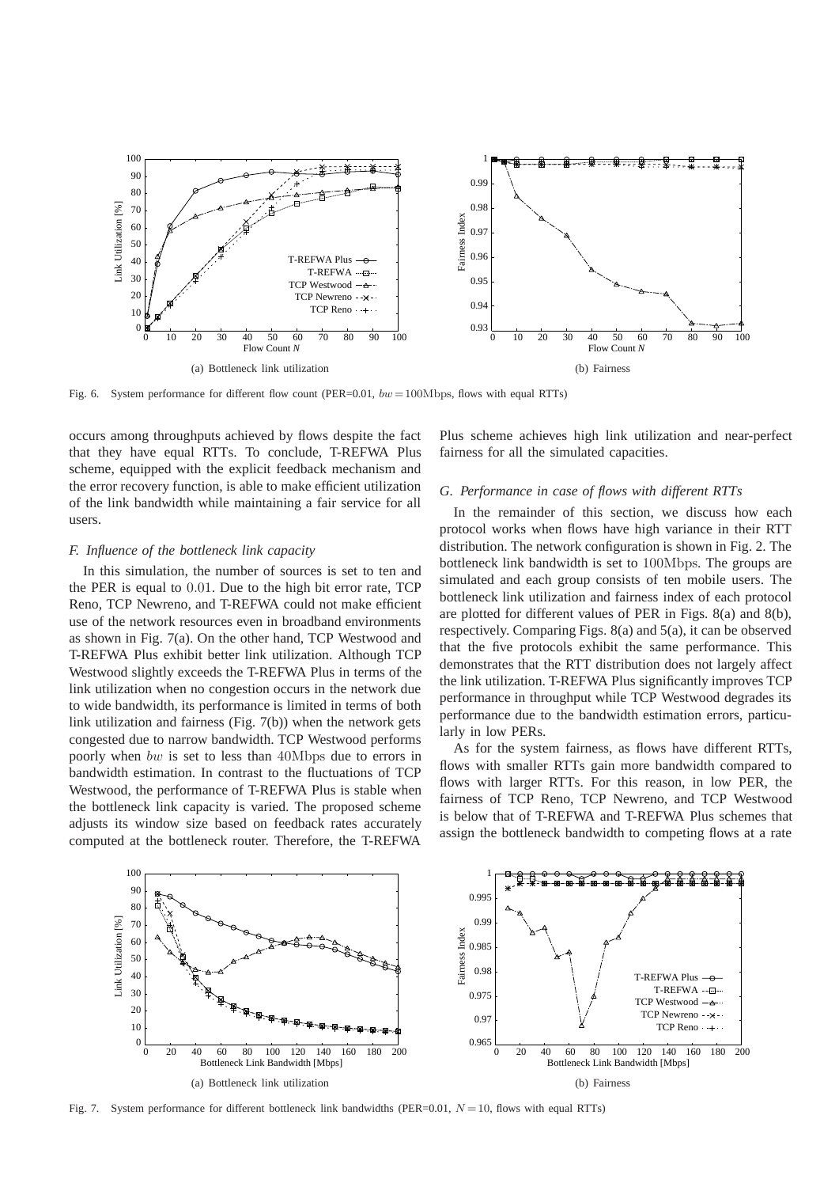Fig. 6. System performance for different flow count (PER=0.01, $bw = 100$Mbps, flows with equal RTTs)

(a) Bottleneck link utilization

(b) Fairness

occurs among throughputs achieved by flows despite the fact that they have equal RTTs. To conclude, T-REFWA Plus scheme, equipped with the explicit feedback mechanism and the error recovery function, is able to make efficient utilization of the link bandwidth while maintaining a fair service for all users.

### *F. Influence of the bottleneck link capacity*

In this simulation, the number of sources is set to ten and the PER is equal to 0.01. Due to the high bit error rate, TCP Reno, TCP Newreno, and T-REFWA could not make efficient use of the network resources even in broadband environments as shown in Fig. 7(a). On the other hand, TCP Westwood and T-REFWA Plus exhibit better link utilization. Although TCP Westwood slightly exceeds the T-REFWA Plus in terms of the link utilization when no congestion occurs in the network due to wide bandwidth, its performance is limited in terms of both link utilization and fairness (Fig. 7(b)) when the network gets congested due to narrow bandwidth. TCP Westwood performs poorly when $bw$ is set to less than 40Mbps due to errors in bandwidth estimation. In contrast to the fluctuations of TCP Westwood, the performance of T-REFWA Plus is stable when the bottleneck link capacity is varied. The proposed scheme adjusts its window size based on feedback rates accurately computed at the bottleneck router. Therefore, the T-REFWA Plus scheme achieves high link utilization and near-perfect fairness for all the simulated capacities.

### *G. Performance in case of flows with different RTTs*

In the remainder of this section, we discuss how each protocol works when flows have high variance in their RTT distribution. The network configuration is shown in Fig. 2. The bottleneck link bandwidth is set to 100Mbps. The groups are simulated and each group consists of ten mobile users. The bottleneck link utilization and fairness index of each protocol are plotted for different values of PER in Figs. 8(a) and 8(b), respectively. Comparing Figs. 8(a) and 5(a), it can be observed that the five protocols exhibit the same performance. This demonstrates that the RTT distribution does not largely affect the link utilization. T-REFWA Plus significantly improves TCP performance in throughput while TCP Westwood degrades its performance due to the bandwidth estimation errors, particularly in low PERs.

As for the system fairness, as flows have different RTTs, flows with smaller RTTs gain more bandwidth compared to flows with larger RTTs. For this reason, in low PER, the fairness of TCP Reno, TCP Newreno, and TCP Westwood is below that of T-REFWA and T-REFWA Plus schemes that assign the bottleneck bandwidth to competing flows at a rate

(a) Bottleneck link utilization

(b) Fairness

Fig. 7. System performance for different bottleneck link bandwidths (PER=0.01, $N = 10$, flows with equal RTTs)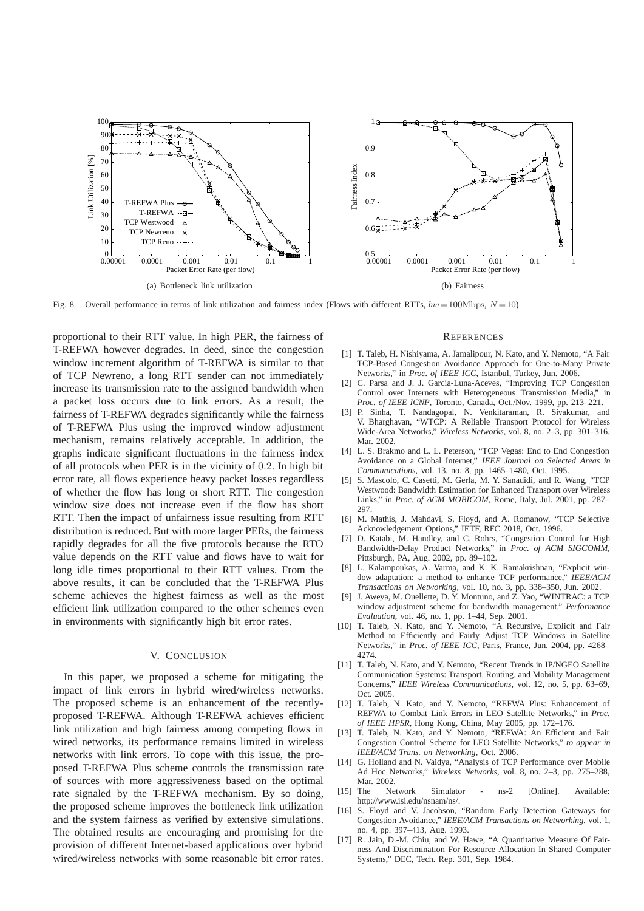Link Utilization [%]
100
90
80
70
60
50
40
30
20
10
0
0.00001 0.0001 0.001 0.01 0.1 1
Packet Error Rate (per flow)
T-REFWA Plus
T-REFWA
TCP Westwood
TCP Newreno
TCP Reno

(a) Bottleneck link utilization

Fairness Index
1
0.9
0.8
0.7
0.6
0.5
0.00001 0.0001 0.001 0.01 0.1 1
Packet Error Rate (per flow)

(b) Fairness

Fig. 8. Overall performance in terms of link utilization and fairness index (Flows with different RTTs, $bw = 100\text{Mbps}$, $N = 10$)

proportional to their RTT value. In high PER, the fairness of T-REFWA however degrades. In deed, since the congestion window increment algorithm of T-REFWA is similar to that of TCP Newreno, a long RTT sender can not immediately increase its transmission rate to the assigned bandwidth when a packet loss occurs due to link errors. As a result, the fairness of T-REFWA degrades significantly while the fairness of T-REFWA Plus using the improved window adjustment mechanism, remains relatively acceptable. In addition, the graphs indicate significant fluctuations in the fairness index of all protocols when PER is in the vicinity of $0.2$. In high bit error rate, all flows experience heavy packet losses regardless of whether the flow has long or short RTT. The congestion window size does not increase even if the flow has short RTT. Then the impact of unfairness issue resulting from RTT distribution is reduced. But with more larger PERs, the fairness rapidly degrades for all the five protocols because the RTO value depends on the RTT value and flows have to wait for long idle times proportional to their RTT values. From the above results, it can be concluded that the T-REFWA Plus scheme achieves the highest fairness as well as the most efficient link utilization compared to the other schemes even in environments with significantly high bit error rates.

## V. Conclusion

In this paper, we proposed a scheme for mitigating the impact of link errors in hybrid wired/wireless networks. The proposed scheme is an enhancement of the recently-proposed T-REFWA. Although T-REFWA achieves efficient link utilization and high fairness among competing flows in wired networks, its performance remains limited in wireless networks with link errors. To cope with this issue, the proposed T-REFWA Plus scheme controls the transmission rate of sources with more aggressiveness based on the optimal rate signaled by the T-REFWA mechanism. By so doing, the proposed scheme improves the bottleneck link utilization and the system fairness as verified by extensive simulations. The obtained results are encouraging and promising for the provision of different Internet-based applications over hybrid wired/wireless networks with some reasonable bit error rates.

## References

[1] T. Taleb, H. Nishiyama, A. Jamalipour, N. Kato, and Y. Nemoto, "A Fair TCP-Based Congestion Avoidance Approach for One-to-Many Private Networks," in *Proc. of IEEE ICC*, Istanbul, Turkey, Jun. 2006.

[2] C. Parsa and J. J. Garcia-Luna-Aceves, "Improving TCP Congestion Control over Internets with Heterogeneous Transmission Media," in *Proc. of IEEE ICNP*, Toronto, Canada, Oct./Nov. 1999, pp. 213–221.

[3] P. Sinha, T. Nandagopal, N. Venkitaraman, R. Sivakumar, and V. Bharghavan, "WTCP: A Reliable Transport Protocol for Wireless Wide-Area Networks," *Wireless Networks*, vol. 8, no. 2–3, pp. 301–316, Mar. 2002.

[4] L. S. Brakmo and L. L. Peterson, "TCP Vegas: End to End Congestion Avoidance on a Global Internet," *IEEE Journal on Selected Areas in Communications*, vol. 13, no. 8, pp. 1465–1480, Oct. 1995.

[5] S. Mascolo, C. Casetti, M. Gerla, M. Y. Sanadidi, and R. Wang, "TCP Westwood: Bandwidth Estimation for Enhanced Transport over Wireless Links," in *Proc. of ACM MOBICOM*, Rome, Italy, Jul. 2001, pp. 287–297.

[6] M. Mathis, J. Mahdavi, S. Floyd, and A. Romanow, "TCP Selective Acknowledgement Options," IETF, RFC 2018, Oct. 1996.

[7] D. Katabi, M. Handley, and C. Rohrs, "Congestion Control for High Bandwidth-Delay Product Networks," in *Proc. of ACM SIGCOMM*, Pittsburgh, PA, Aug. 2002, pp. 89–102.

[8] L. Kalampoukas, A. Varma, and K. K. Ramakrishnan, "Explicit window adaptation: a method to enhance TCP performance," *IEEE/ACM Transactions on Networking*, vol. 10, no. 3, pp. 338–350, Jun. 2002.

[9] J. Aweya, M. Ouellette, D. Y. Montuno, and Z. Yao, "WINTRAC: a TCP window adjustment scheme for bandwidth management," *Performance Evaluation*, vol. 46, no. 1, pp. 1–44, Sep. 2001.

[10] T. Taleb, N. Kato, and Y. Nemoto, "A Recursive, Explicit and Fair Method to Efficiently and Fairly Adjust TCP Windows in Satellite Networks," in *Proc. of IEEE ICC*, Paris, France, Jun. 2004, pp. 4268–4274.

[11] T. Taleb, N. Kato, and Y. Nemoto, "Recent Trends in IP/NGEO Satellite Communication Systems: Transport, Routing, and Mobility Management Concerns," *IEEE Wireless Communications*, vol. 12, no. 5, pp. 63–69, Oct. 2005.

[12] T. Taleb, N. Kato, and Y. Nemoto, "REFWA Plus: Enhancement of REFWA to Combat Link Errors in LEO Satellite Networks," in *Proc. of IEEE HPSR*, Hong Kong, China, May 2005, pp. 172–176.

[13] T. Taleb, N. Kato, and Y. Nemoto, "REFWA: An Efficient and Fair Congestion Control Scheme for LEO Satellite Networks," *to appear in IEEE/ACM Trans. on Networking*, Oct. 2006.

[14] G. Holland and N. Vaidya, "Analysis of TCP Performance over Mobile Ad Hoc Networks," *Wireless Networks*, vol. 8, no. 2–3, pp. 275–288, Mar. 2002.

[15] The Network Simulator - ns-2 [Online]. Available: http://www.isi.edu/nsnam/ns/.

[16] S. Floyd and V. Jacobson, "Random Early Detection Gateways for Congestion Avoidance," *IEEE/ACM Transactions on Networking*, vol. 1, no. 4, pp. 397–413, Aug. 1993.

[17] R. Jain, D.-M. Chiu, and W. Hawe, "A Quantitative Measure Of Fairness And Discrimination For Resource Allocation In Shared Computer Systems," DEC, Tech. Rep. 301, Sep. 1984.